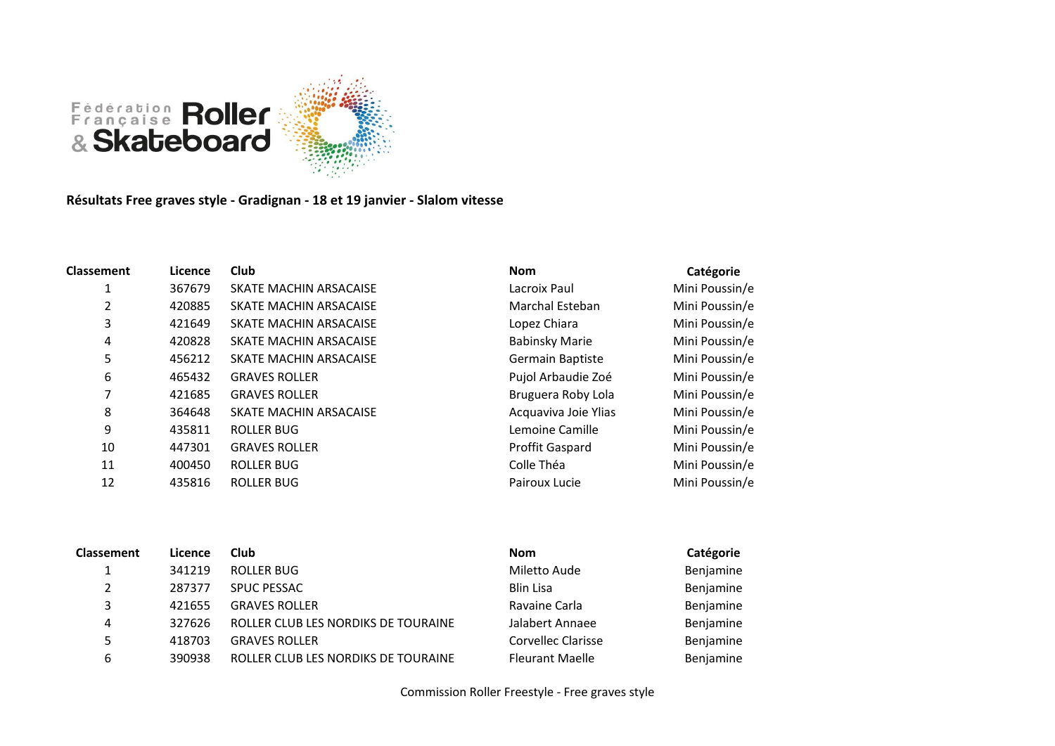**Résultats Free graves style - Gradignan - 18 et 19 janvier - Slalom vitesse**

| Classement | Licence | Club | Nom | Catégorie |
|---|---|---|---|---|
| 1 | 367679 | SKATE MACHIN ARSACAISE | Lacroix Paul | Mini Poussin/e |
| 2 | 420885 | SKATE MACHIN ARSACAISE | Marchal Esteban | Mini Poussin/e |
| 3 | 421649 | SKATE MACHIN ARSACAISE | Lopez Chiara | Mini Poussin/e |
| 4 | 420828 | SKATE MACHIN ARSACAISE | Babinsky Marie | Mini Poussin/e |
| 5 | 456212 | SKATE MACHIN ARSACAISE | Germain Baptiste | Mini Poussin/e |
| 6 | 465432 | GRAVES ROLLER | Pujol Arbaudie Zoé | Mini Poussin/e |
| 7 | 421685 | GRAVES ROLLER | Bruguera Roby Lola | Mini Poussin/e |
| 8 | 364648 | SKATE MACHIN ARSACAISE | Acquaviva Joie Ylias | Mini Poussin/e |
| 9 | 435811 | ROLLER BUG | Lemoine Camille | Mini Poussin/e |
| 10 | 447301 | GRAVES ROLLER | Proffit Gaspard | Mini Poussin/e |
| 11 | 400450 | ROLLER BUG | Colle Théa | Mini Poussin/e |
| 12 | 435816 | ROLLER BUG | Pairoux Lucie | Mini Poussin/e |

| Classement | Licence | Club | Nom | Catégorie |
|---|---|---|---|---|
| 1 | 341219 | ROLLER BUG | Miletto Aude | Benjamine |
| 2 | 287377 | SPUC PESSAC | Blin Lisa | Benjamine |
| 3 | 421655 | GRAVES ROLLER | Ravaine Carla | Benjamine |
| 4 | 327626 | ROLLER CLUB LES NORDIKS DE TOURAINE | Jalabert Annaee | Benjamine |
| 5 | 418703 | GRAVES ROLLER | Corvellec Clarisse | Benjamine |
| 6 | 390938 | ROLLER CLUB LES NORDIKS DE TOURAINE | Fleurant Maelle | Benjamine |

Commission Roller Freestyle - Free graves style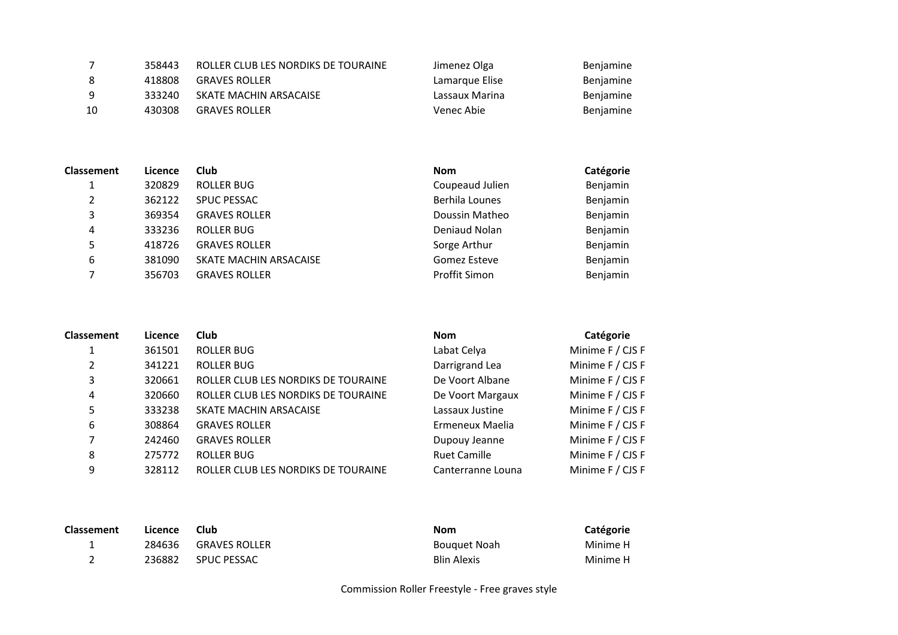| Classement | Licence | Club | Nom | Catégorie |
|---|---|---|---|---|
| 7 | 358443 | ROLLER CLUB LES NORDIKS DE TOURAINE | Jimenez Olga | Benjamine |
| 8 | 418808 | GRAVES ROLLER | Lamarque Elise | Benjamine |
| 9 | 333240 | SKATE MACHIN ARSACAISE | Lassaux Marina | Benjamine |
| 10 | 430308 | GRAVES ROLLER | Venec Abie | Benjamine |

| Classement | Licence | Club | Nom | Catégorie |
|---|---|---|---|---|
| 1 | 320829 | ROLLER BUG | Coupeaud Julien | Benjamin |
| 2 | 362122 | SPUC PESSAC | Berhila Lounes | Benjamin |
| 3 | 369354 | GRAVES ROLLER | Doussin Matheo | Benjamin |
| 4 | 333236 | ROLLER BUG | Deniaud Nolan | Benjamin |
| 5 | 418726 | GRAVES ROLLER | Sorge Arthur | Benjamin |
| 6 | 381090 | SKATE MACHIN ARSACAISE | Gomez Esteve | Benjamin |
| 7 | 356703 | GRAVES ROLLER | Proffit Simon | Benjamin |

| Classement | Licence | Club | Nom | Catégorie |
|---|---|---|---|---|
| 1 | 361501 | ROLLER BUG | Labat Celya | Minime F / CJS F |
| 2 | 341221 | ROLLER BUG | Darrigrand Lea | Minime F / CJS F |
| 3 | 320661 | ROLLER CLUB LES NORDIKS DE TOURAINE | De Voort Albane | Minime F / CJS F |
| 4 | 320660 | ROLLER CLUB LES NORDIKS DE TOURAINE | De Voort Margaux | Minime F / CJS F |
| 5 | 333238 | SKATE MACHIN ARSACAISE | Lassaux Justine | Minime F / CJS F |
| 6 | 308864 | GRAVES ROLLER | Ermeneux Maelia | Minime F / CJS F |
| 7 | 242460 | GRAVES ROLLER | Dupouy Jeanne | Minime F / CJS F |
| 8 | 275772 | ROLLER BUG | Ruet Camille | Minime F / CJS F |
| 9 | 328112 | ROLLER CLUB LES NORDIKS DE TOURAINE | Canterranne Louna | Minime F / CJS F |

| Classement | Licence | Club | Nom | Catégorie |
|---|---|---|---|---|
| 1 | 284636 | GRAVES ROLLER | Bouquet Noah | Minime H |
| 2 | 236882 | SPUC PESSAC | Blin Alexis | Minime H |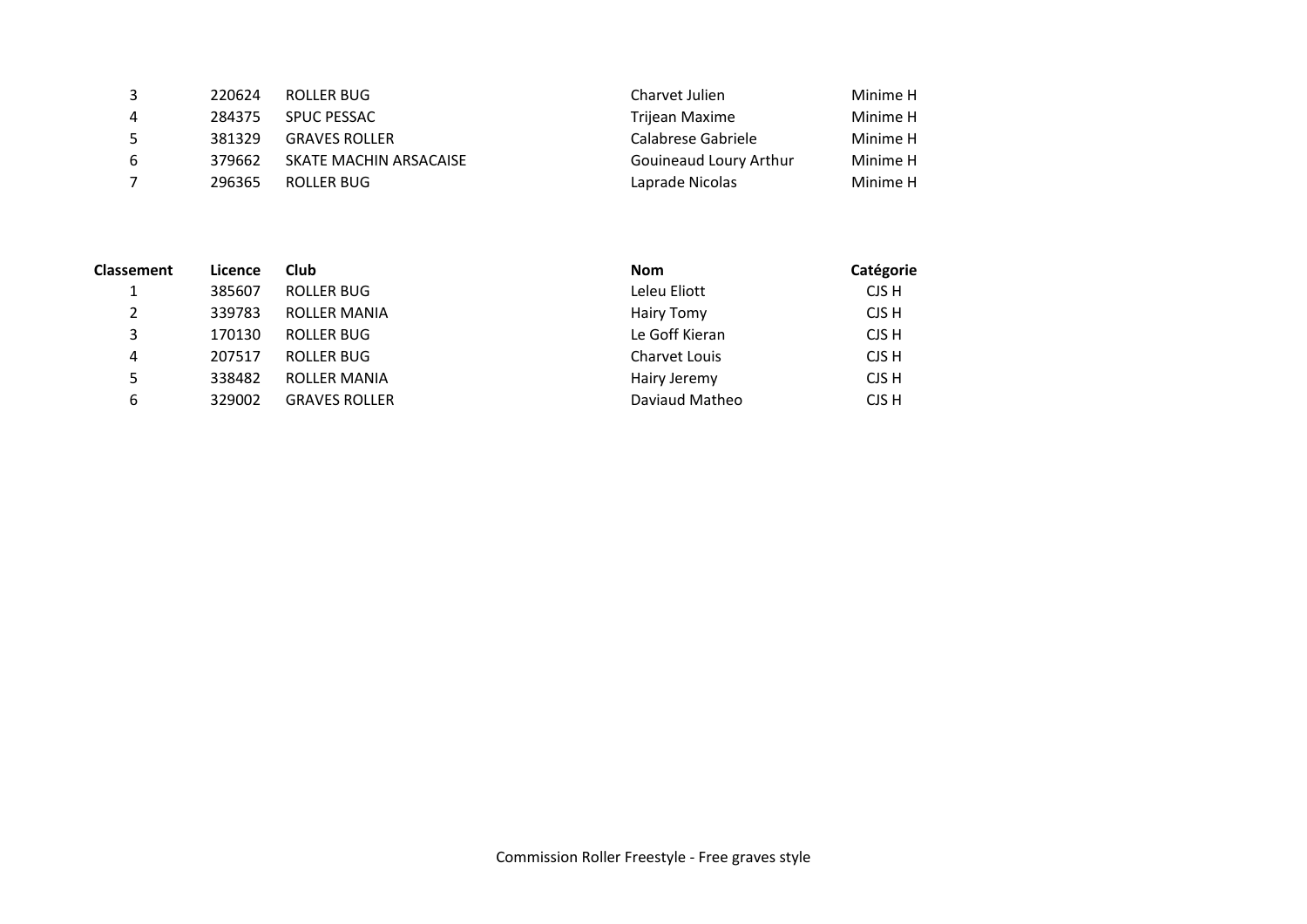| | | | | |
|---|---|---|---|---|
| 3 | 220624 | ROLLER BUG | Charvet Julien | Minime H |
| 4 | 284375 | SPUC PESSAC | Trijean Maxime | Minime H |
| 5 | 381329 | GRAVES ROLLER | Calabrese Gabriele | Minime H |
| 6 | 379662 | SKATE MACHIN ARSACAISE | Gouineaud Loury Arthur | Minime H |
| 7 | 296365 | ROLLER BUG | Laprade Nicolas | Minime H |

| **Classement** | **Licence** | **Club** | **Nom** | **Catégorie** |
|---|---|---|---|---|
| 1 | 385607 | ROLLER BUG | Leleu Eliott | CJS H |
| 2 | 339783 | ROLLER MANIA | Hairy Tomy | CJS H |
| 3 | 170130 | ROLLER BUG | Le Goff Kieran | CJS H |
| 4 | 207517 | ROLLER BUG | Charvet Louis | CJS H |
| 5 | 338482 | ROLLER MANIA | Hairy Jeremy | CJS H |
| 6 | 329002 | GRAVES ROLLER | Daviaud Matheo | CJS H |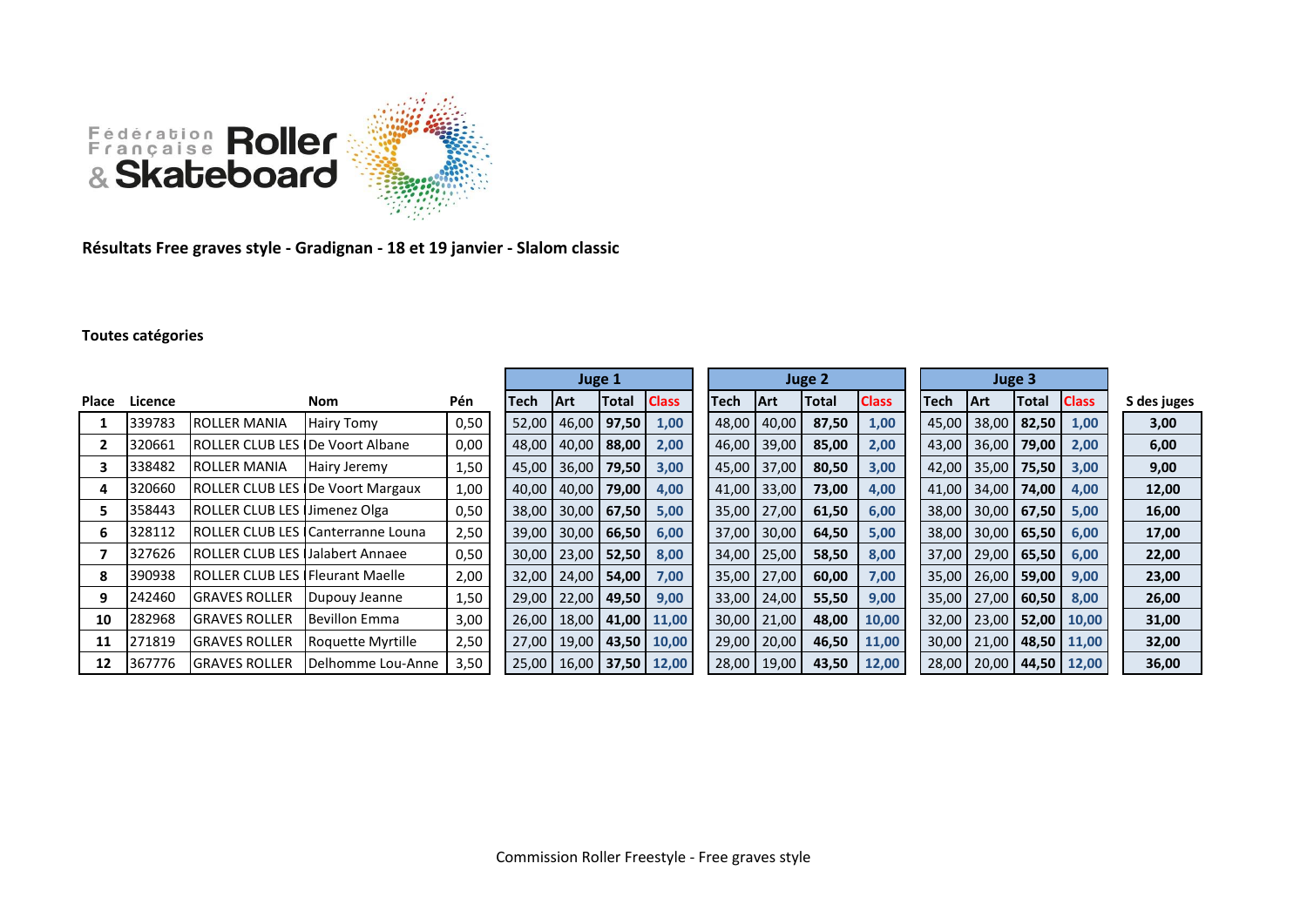Fédération Française Roller & Skateboard

**Résultats Free graves style - Gradignan - 18 et 19 janvier - Slalom classic**

**Toutes catégories**

| Place | Licence | | Nom | Pén | Juge 1 | | | | Juge 2 | | | | Juge 3 | | | | S des juges |
|---|---|---|---|---|---|---|---|---|---|---|---|---|---|---|---|---|---|
| | | | | | Tech | Art | Total | Class | Tech | Art | Total | Class | Tech | Art | Total | Class | |
| 1 | 339783 | ROLLER MANIA | Hairy Tomy | 0,50 | 52,00 | 46,00 | 97,50 | 1,00 | 48,00 | 40,00 | 87,50 | 1,00 | 45,00 | 38,00 | 82,50 | 1,00 | 3,00 |
| 2 | 320661 | ROLLER CLUB LES | De Voort Albane | 0,00 | 48,00 | 40,00 | 88,00 | 2,00 | 46,00 | 39,00 | 85,00 | 2,00 | 43,00 | 36,00 | 79,00 | 2,00 | 6,00 |
| 3 | 338482 | ROLLER MANIA | Hairy Jeremy | 1,50 | 45,00 | 36,00 | 79,50 | 3,00 | 45,00 | 37,00 | 80,50 | 3,00 | 42,00 | 35,00 | 75,50 | 3,00 | 9,00 |
| 4 | 320660 | ROLLER CLUB LES | De Voort Margaux | 1,00 | 40,00 | 40,00 | 79,00 | 4,00 | 41,00 | 33,00 | 73,00 | 4,00 | 41,00 | 34,00 | 74,00 | 4,00 | 12,00 |
| 5 | 358443 | ROLLER CLUB LES | Jimenez Olga | 0,50 | 38,00 | 30,00 | 67,50 | 5,00 | 35,00 | 27,00 | 61,50 | 6,00 | 38,00 | 30,00 | 67,50 | 5,00 | 16,00 |
| 6 | 328112 | ROLLER CLUB LES | Canterranne Louna | 2,50 | 39,00 | 30,00 | 66,50 | 6,00 | 37,00 | 30,00 | 64,50 | 5,00 | 38,00 | 30,00 | 65,50 | 6,00 | 17,00 |
| 7 | 327626 | ROLLER CLUB LES | Jalabert Annaee | 0,50 | 30,00 | 23,00 | 52,50 | 8,00 | 34,00 | 25,00 | 58,50 | 8,00 | 37,00 | 29,00 | 65,50 | 6,00 | 22,00 |
| 8 | 390938 | ROLLER CLUB LES | Fleurant Maelle | 2,00 | 32,00 | 24,00 | 54,00 | 7,00 | 35,00 | 27,00 | 60,00 | 7,00 | 35,00 | 26,00 | 59,00 | 9,00 | 23,00 |
| 9 | 242460 | GRAVES ROLLER | Dupouy Jeanne | 1,50 | 29,00 | 22,00 | 49,50 | 9,00 | 33,00 | 24,00 | 55,50 | 9,00 | 35,00 | 27,00 | 60,50 | 8,00 | 26,00 |
| 10 | 282968 | GRAVES ROLLER | Bevillon Emma | 3,00 | 26,00 | 18,00 | 41,00 | 11,00 | 30,00 | 21,00 | 48,00 | 10,00 | 32,00 | 23,00 | 52,00 | 10,00 | 31,00 |
| 11 | 271819 | GRAVES ROLLER | Roquette Myrtille | 2,50 | 27,00 | 19,00 | 43,50 | 10,00 | 29,00 | 20,00 | 46,50 | 11,00 | 30,00 | 21,00 | 48,50 | 11,00 | 32,00 |
| 12 | 367776 | GRAVES ROLLER | Delhomme Lou-Anne | 3,50 | 25,00 | 16,00 | 37,50 | 12,00 | 28,00 | 19,00 | 43,50 | 12,00 | 28,00 | 20,00 | 44,50 | 12,00 | 36,00 |

Commission Roller Freestyle - Free graves style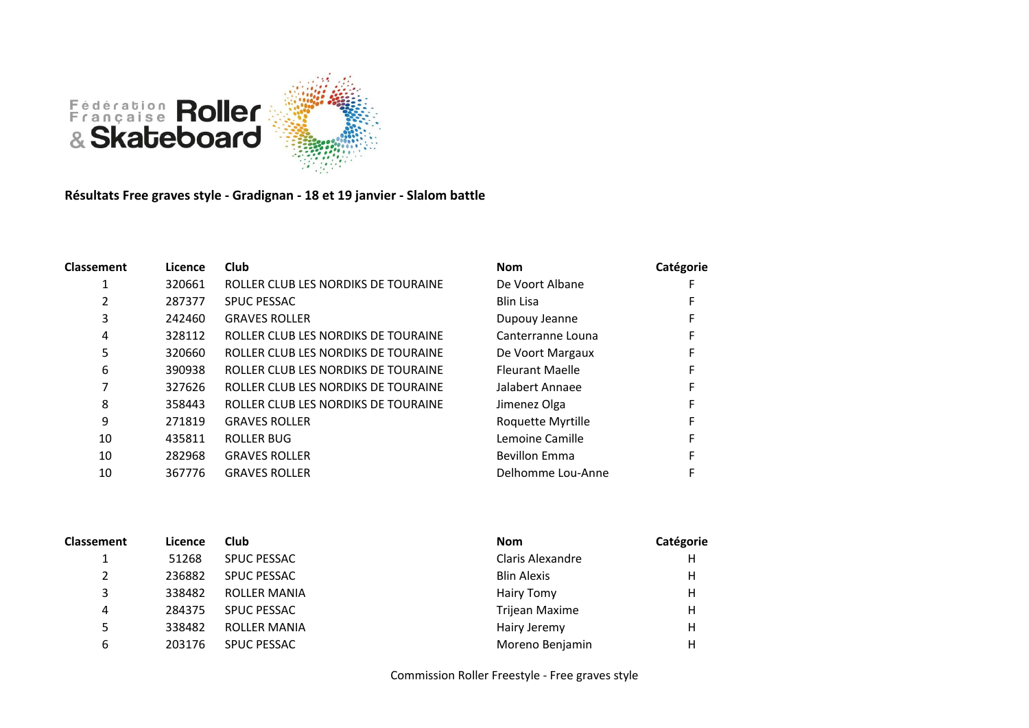Fédération Française Roller & Skateboard

**Résultats Free graves style - Gradignan - 18 et 19 janvier - Slalom battle**

| Classement | Licence | Club | Nom | Catégorie |
|---|---|---|---|---|
| 1 | 320661 | ROLLER CLUB LES NORDIKS DE TOURAINE | De Voort Albane | F |
| 2 | 287377 | SPUC PESSAC | Blin Lisa | F |
| 3 | 242460 | GRAVES ROLLER | Dupouy Jeanne | F |
| 4 | 328112 | ROLLER CLUB LES NORDIKS DE TOURAINE | Canterranne Louna | F |
| 5 | 320660 | ROLLER CLUB LES NORDIKS DE TOURAINE | De Voort Margaux | F |
| 6 | 390938 | ROLLER CLUB LES NORDIKS DE TOURAINE | Fleurant Maelle | F |
| 7 | 327626 | ROLLER CLUB LES NORDIKS DE TOURAINE | Jalabert Annaee | F |
| 8 | 358443 | ROLLER CLUB LES NORDIKS DE TOURAINE | Jimenez Olga | F |
| 9 | 271819 | GRAVES ROLLER | Roquette Myrtille | F |
| 10 | 435811 | ROLLER BUG | Lemoine Camille | F |
| 10 | 282968 | GRAVES ROLLER | Bevillon Emma | F |
| 10 | 367776 | GRAVES ROLLER | Delhomme Lou-Anne | F |

| Classement | Licence | Club | Nom | Catégorie |
|---|---|---|---|---|
| 1 | 51268 | SPUC PESSAC | Claris Alexandre | H |
| 2 | 236882 | SPUC PESSAC | Blin Alexis | H |
| 3 | 338482 | ROLLER MANIA | Hairy Tomy | H |
| 4 | 284375 | SPUC PESSAC | Trijean Maxime | H |
| 5 | 338482 | ROLLER MANIA | Hairy Jeremy | H |
| 6 | 203176 | SPUC PESSAC | Moreno Benjamin | H |

Commission Roller Freestyle - Free graves style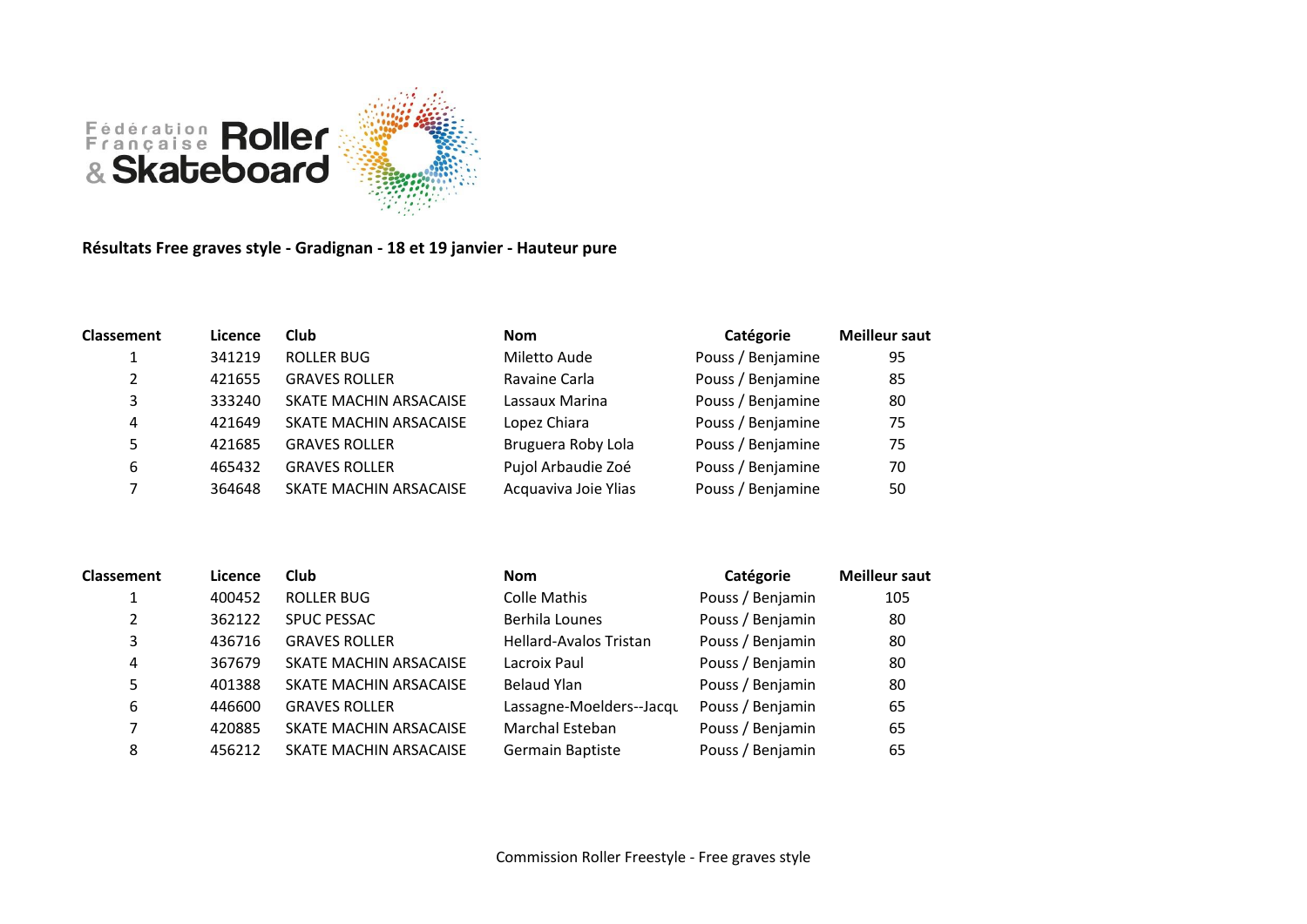Fédération Française Roller & Skateboard

**Résultats Free graves style - Gradignan - 18 et 19 janvier - Hauteur pure**

| Classement | Licence | Club | Nom | Catégorie | Meilleur saut |
|---|---|---|---|---|---|
| 1 | 341219 | ROLLER BUG | Miletto Aude | Pouss / Benjamine | 95 |
| 2 | 421655 | GRAVES ROLLER | Ravaine Carla | Pouss / Benjamine | 85 |
| 3 | 333240 | SKATE MACHIN ARSACAISE | Lassaux Marina | Pouss / Benjamine | 80 |
| 4 | 421649 | SKATE MACHIN ARSACAISE | Lopez Chiara | Pouss / Benjamine | 75 |
| 5 | 421685 | GRAVES ROLLER | Bruguera Roby Lola | Pouss / Benjamine | 75 |
| 6 | 465432 | GRAVES ROLLER | Pujol Arbaudie Zoé | Pouss / Benjamine | 70 |
| 7 | 364648 | SKATE MACHIN ARSACAISE | Acquaviva Joie Ylias | Pouss / Benjamine | 50 |

| Classement | Licence | Club | Nom | Catégorie | Meilleur saut |
|---|---|---|---|---|---|
| 1 | 400452 | ROLLER BUG | Colle Mathis | Pouss / Benjamin | 105 |
| 2 | 362122 | SPUC PESSAC | Berhila Lounes | Pouss / Benjamin | 80 |
| 3 | 436716 | GRAVES ROLLER | Hellard-Avalos Tristan | Pouss / Benjamin | 80 |
| 4 | 367679 | SKATE MACHIN ARSACAISE | Lacroix Paul | Pouss / Benjamin | 80 |
| 5 | 401388 | SKATE MACHIN ARSACAISE | Belaud Ylan | Pouss / Benjamin | 80 |
| 6 | 446600 | GRAVES ROLLER | Lassagne-Moelders--Jacqu | Pouss / Benjamin | 65 |
| 7 | 420885 | SKATE MACHIN ARSACAISE | Marchal Esteban | Pouss / Benjamin | 65 |
| 8 | 456212 | SKATE MACHIN ARSACAISE | Germain Baptiste | Pouss / Benjamin | 65 |

Commission Roller Freestyle - Free graves style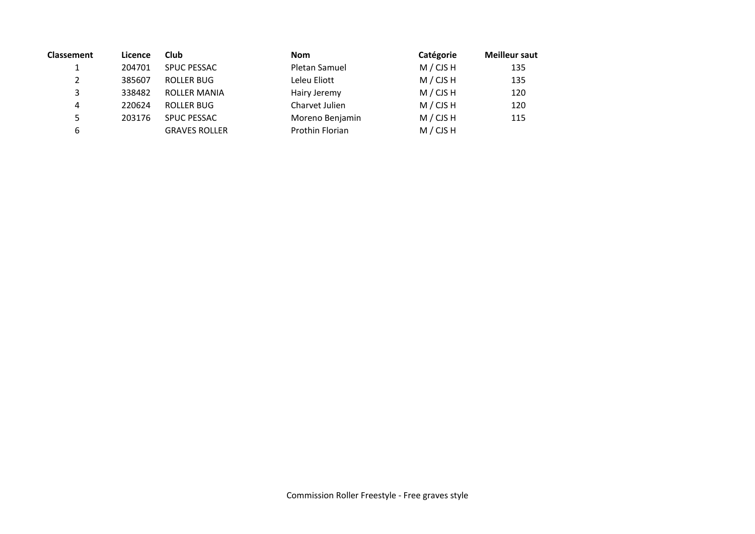| Classement | Licence | Club | Nom | Catégorie | Meilleur saut |
|---|---|---|---|---|---|
| 1 | 204701 | SPUC PESSAC | Pletan Samuel | M / CJS H | 135 |
| 2 | 385607 | ROLLER BUG | Leleu Eliott | M / CJS H | 135 |
| 3 | 338482 | ROLLER MANIA | Hairy Jeremy | M / CJS H | 120 |
| 4 | 220624 | ROLLER BUG | Charvet Julien | M / CJS H | 120 |
| 5 | 203176 | SPUC PESSAC | Moreno Benjamin | M / CJS H | 115 |
| 6 | | GRAVES ROLLER | Prothin Florian | M / CJS H | |